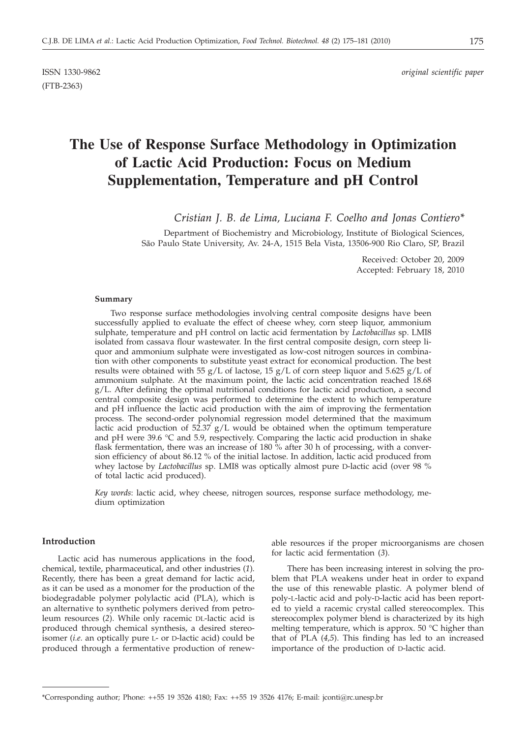ISSN 1330-9862 *original scientific paper*

(FTB-2363)

# The Use of Response Surface Methodology in Optimization of Lactic Acid Production: Focus on Medium Supplementation, Temperature and pH Control

*Cristian J. B. de Lima, Luciana F. Coelho and Jonas Contiero**

Department of Biochemistry and Microbiology, Institute of Biological Sciences, São Paulo State University, Av. 24-A, 1515 Bela Vista, 13506-900 Rio Claro, SP, Brazil

Received: October 20, 2009
Accepted: February 18, 2010

### Summary

Two response surface methodologies involving central composite designs have been successfully applied to evaluate the effect of cheese whey, corn steep liquor, ammonium sulphate, temperature and pH control on lactic acid fermentation by *Lactobacillus* sp. LMI8 isolated from cassava flour wastewater. In the first central composite design, corn steep liquor and ammonium sulphate were investigated as low-cost nitrogen sources in combination with other components to substitute yeast extract for economical production. The best results were obtained with 55 g/L of lactose, 15 g/L of corn steep liquor and 5.625 g/L of ammonium sulphate. At the maximum point, the lactic acid concentration reached 18.68 g/L. After defining the optimal nutritional conditions for lactic acid production, a second central composite design was performed to determine the extent to which temperature and pH influence the lactic acid production with the aim of improving the fermentation process. The second-order polynomial regression model determined that the maximum lactic acid production of 52.37 g/L would be obtained when the optimum temperature and pH were 39.6 °C and 5.9, respectively. Comparing the lactic acid production in shake flask fermentation, there was an increase of 180 % after 30 h of processing, with a conversion efficiency of about 86.12 % of the initial lactose. In addition, lactic acid produced from whey lactose by *Lactobacillus* sp. LMI8 was optically almost pure D-lactic acid (over 98 % of total lactic acid produced).

*Key words*: lactic acid, whey cheese, nitrogen sources, response surface methodology, medium optimization

### Introduction

Lactic acid has numerous applications in the food, chemical, textile, pharmaceutical, and other industries (*1*). Recently, there has been a great demand for lactic acid, as it can be used as a monomer for the production of the biodegradable polymer polylactic acid (PLA), which is an alternative to synthetic polymers derived from petroleum resources (*2*). While only racemic DL-lactic acid is produced through chemical synthesis, a desired stereoisomer (*i.e.* an optically pure L- or D-lactic acid) could be produced through a fermentative production of renewable resources if the proper microorganisms are chosen for lactic acid fermentation (*3*).

There has been increasing interest in solving the problem that PLA weakens under heat in order to expand the use of this renewable plastic. A polymer blend of poly-L-lactic acid and poly-D-lactic acid has been reported to yield a racemic crystal called stereocomplex. This stereocomplex polymer blend is characterized by its high melting temperature, which is approx. 50 °C higher than that of PLA (*4,5*). This finding has led to an increased importance of the production of D-lactic acid.

*Corresponding author; Phone: ++55 19 3526 4180; Fax: ++55 19 3526 4176; E-mail: jconti@rc.unesp.br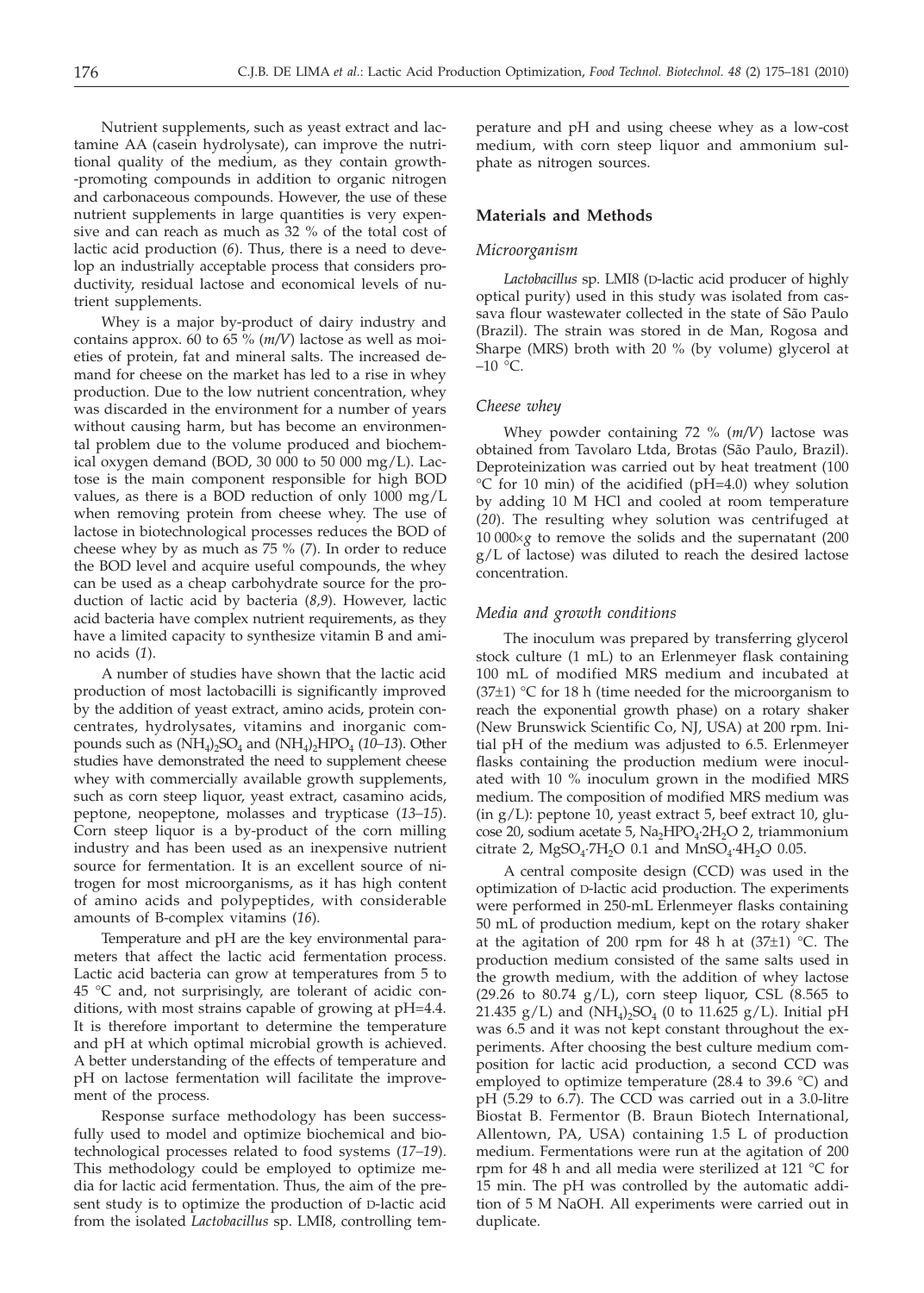Nutrient supplements, such as yeast extract and lactamine AA (casein hydrolysate), can improve the nutritional quality of the medium, as they contain growth-promoting compounds in addition to organic nitrogen and carbonaceous compounds. However, the use of these nutrient supplements in large quantities is very expensive and can reach as much as 32 % of the total cost of lactic acid production (*6*). Thus, there is a need to develop an industrially acceptable process that considers productivity, residual lactose and economical levels of nutrient supplements.

Whey is a major by-product of dairy industry and contains approx. 60 to 65 % (*m/V*) lactose as well as moieties of protein, fat and mineral salts. The increased demand for cheese on the market has led to a rise in whey production. Due to the low nutrient concentration, whey was discarded in the environment for a number of years without causing harm, but has become an environmental problem due to the volume produced and biochemical oxygen demand (BOD, 30 000 to 50 000 mg/L). Lactose is the main component responsible for high BOD values, as there is a BOD reduction of only 1000 mg/L when removing protein from cheese whey. The use of lactose in biotechnological processes reduces the BOD of cheese whey by as much as 75 % (*7*). In order to reduce the BOD level and acquire useful compounds, the whey can be used as a cheap carbohydrate source for the production of lactic acid by bacteria (*8,9*). However, lactic acid bacteria have complex nutrient requirements, as they have a limited capacity to synthesize vitamin B and amino acids (*1*).

A number of studies have shown that the lactic acid production of most lactobacilli is significantly improved by the addition of yeast extract, amino acids, protein concentrates, hydrolysates, vitamins and inorganic compounds such as $(NH_4)_2SO_4$ and $(NH_4)_2HPO_4$ (*10–13*). Other studies have demonstrated the need to supplement cheese whey with commercially available growth supplements, such as corn steep liquor, yeast extract, casamino acids, peptone, neopeptone, molasses and trypticase (*13–15*). Corn steep liquor is a by-product of the corn milling industry and has been used as an inexpensive nutrient source for fermentation. It is an excellent source of nitrogen for most microorganisms, as it has high content of amino acids and polypeptides, with considerable amounts of B-complex vitamins (*16*).

Temperature and pH are the key environmental parameters that affect the lactic acid fermentation process. Lactic acid bacteria can grow at temperatures from 5 to 45 °C and, not surprisingly, are tolerant of acidic conditions, with most strains capable of growing at pH=4.4. It is therefore important to determine the temperature and pH at which optimal microbial growth is achieved. A better understanding of the effects of temperature and pH on lactose fermentation will facilitate the improvement of the process.

Response surface methodology has been successfully used to model and optimize biochemical and biotechnological processes related to food systems (*17–19*). This methodology could be employed to optimize media for lactic acid fermentation. Thus, the aim of the present study is to optimize the production of D-lactic acid from the isolated *Lactobacillus* sp. LMI8, controlling temperature and pH and using cheese whey as a low-cost medium, with corn steep liquor and ammonium sulphate as nitrogen sources.

## Materials and Methods

### Microorganism

*Lactobacillus* sp. LMI8 (D-lactic acid producer of highly optical purity) used in this study was isolated from cassava flour wastewater collected in the state of São Paulo (Brazil). The strain was stored in de Man, Rogosa and Sharpe (MRS) broth with 20 % (by volume) glycerol at –10 °C.

### Cheese whey

Whey powder containing 72 % (*m/V*) lactose was obtained from Tavolaro Ltda, Brotas (São Paulo, Brazil). Deproteinization was carried out by heat treatment (100 °C for 10 min) of the acidified (pH=4.0) whey solution by adding 10 M HCl and cooled at room temperature (*20*). The resulting whey solution was centrifuged at 10 000×*g* to remove the solids and the supernatant (200 g/L of lactose) was diluted to reach the desired lactose concentration.

### Media and growth conditions

The inoculum was prepared by transferring glycerol stock culture (1 mL) to an Erlenmeyer flask containing 100 mL of modified MRS medium and incubated at (37±1) °C for 18 h (time needed for the microorganism to reach the exponential growth phase) on a rotary shaker (New Brunswick Scientific Co, NJ, USA) at 200 rpm. Initial pH of the medium was adjusted to 6.5. Erlenmeyer flasks containing the production medium were inoculated with 10 % inoculum grown in the modified MRS medium. The composition of modified MRS medium was (in g/L): peptone 10, yeast extract 5, beef extract 10, glucose 20, sodium acetate 5, $Na_2HPO_4{\cdot}2H_2O$ 2, triammonium citrate 2, $MgSO_4{\cdot}7H_2O$ 0.1 and $MnSO_4{\cdot}4H_2O$ 0.05.

A central composite design (CCD) was used in the optimization of D-lactic acid production. The experiments were performed in 250-mL Erlenmeyer flasks containing 50 mL of production medium, kept on the rotary shaker at the agitation of 200 rpm for 48 h at (37±1) °C. The production medium consisted of the same salts used in the growth medium, with the addition of whey lactose (29.26 to 80.74 g/L), corn steep liquor, CSL (8.565 to 21.435 g/L) and $(NH_4)_2SO_4$ (0 to 11.625 g/L). Initial pH was 6.5 and it was not kept constant throughout the experiments. After choosing the best culture medium composition for lactic acid production, a second CCD was employed to optimize temperature (28.4 to 39.6 °C) and pH (5.29 to 6.7). The CCD was carried out in a 3.0-litre Biostat B. Fermentor (B. Braun Biotech International, Allentown, PA, USA) containing 1.5 L of production medium. Fermentations were run at the agitation of 200 rpm for 48 h and all media were sterilized at 121 °C for 15 min. The pH was controlled by the automatic addition of 5 M NaOH. All experiments were carried out in duplicate.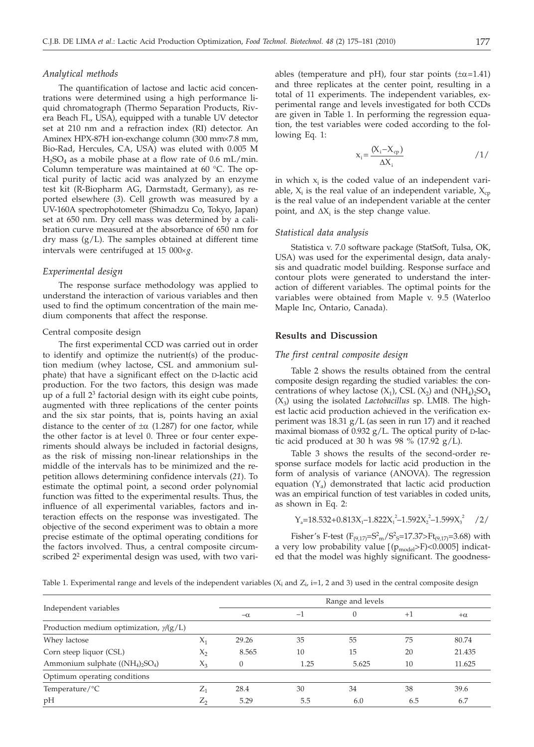### *Analytical methods*

The quantification of lactose and lactic acid concentrations were determined using a high performance liquid chromatograph (Thermo Separation Products, Rivera Beach FL, USA), equipped with a tunable UV detector set at 210 nm and a refraction index (RI) detector. An Aminex HPX-87H ion-exchange column (300 mm×7.8 mm, Bio-Rad, Hercules, CA, USA) was eluted with 0.005 M $H_2SO_4$ as a mobile phase at a flow rate of 0.6 mL/min. Column temperature was maintained at 60 °C. The optical purity of lactic acid was analyzed by an enzyme test kit (R-Biopharm AG, Darmstadt, Germany), as reported elsewhere (*3*). Cell growth was measured by a UV-160A spectrophotometer (Shimadzu Co, Tokyo, Japan) set at 650 nm. Dry cell mass was determined by a calibration curve measured at the absorbance of 650 nm for dry mass (g/L). The samples obtained at different time intervals were centrifuged at 15 000×*g*.

### *Experimental design*

The response surface methodology was applied to understand the interaction of various variables and then used to find the optimum concentration of the main medium components that affect the response.

#### Central composite design

The first experimental CCD was carried out in order to identify and optimize the nutrient(s) of the production medium (whey lactose, CSL and ammonium sulphate) that have a significant effect on the D-lactic acid production. For the two factors, this design was made up of a full $2^3$ factorial design with its eight cube points, augmented with three replications of the center points and the six star points, that is, points having an axial distance to the center of $\pm\alpha$ (1.287) for one factor, while the other factor is at level 0. Three or four center experiments should always be included in factorial designs, as the risk of missing non-linear relationships in the middle of the intervals has to be minimized and the repetition allows determining confidence intervals (*21*). To estimate the optimal point, a second order polynomial function was fitted to the experimental results. Thus, the influence of all experimental variables, factors and interaction effects on the response was investigated. The objective of the second experiment was to obtain a more precise estimate of the optimal operating conditions for the factors involved. Thus, a central composite circumscribed $2^2$ experimental design was used, with two variables (temperature and pH), four star points ($\pm\alpha$=1.41) and three replicates at the center point, resulting in a total of 11 experiments. The independent variables, experimental range and levels investigated for both CCDs are given in Table 1. In performing the regression equation, the test variables were coded according to the following Eq. 1:

$$x_i = \frac{(X_i - X_{cp})}{\Delta X_i} \qquad /1/$$

in which $x_i$ is the coded value of an independent variable, $X_i$ is the real value of an independent variable, $X_{cp}$ is the real value of an independent variable at the center point, and $\Delta X_i$ is the step change value.

### *Statistical data analysis*

Statistica v. 7.0 software package (StatSoft, Tulsa, OK, USA) was used for the experimental design, data analysis and quadratic model building. Response surface and contour plots were generated to understand the interaction of different variables. The optimal points for the variables were obtained from Maple v. 9.5 (Waterloo Maple Inc, Ontario, Canada).

## **Results and Discussion**

### *The first central composite design*

Table 2 shows the results obtained from the central composite design regarding the studied variables: the concentrations of whey lactose ($X_1$), CSL ($X_2$) and $(NH_4)_2SO_4$ ($X_3$) using the isolated *Lactobacillus* sp. LMI8. The highest lactic acid production achieved in the verification experiment was 18.31 g/L (as seen in run 17) and it reached maximal biomass of 0.932 g/L. The optical purity of D-lactic acid produced at 30 h was 98 % (17.92 g/L).

Table 3 shows the results of the second-order response surface models for lactic acid production in the form of analysis of variance (ANOVA). The regression equation ($Y_a$) demonstrated that lactic acid production was an empirical function of test variables in coded units, as shown in Eq. 2:

$$Y_a = 18.532 + 0.813X_1 - 1.822X_1^2 - 1.592X_2^2 - 1.599X_3^2 \qquad /2/$$

Fisher's F-test ($F_{(9,17)}=S^2_m/S^2_S=17.37>Ft_{(9,17)}=3.68$) with a very low probability value [($p_{model}>F$)<0.0005] indicated that the model was highly significant. The goodness-

Table 1. Experimental range and levels of the independent variables ($X_i$ and $Z_i$, i=1, 2 and 3) used in the central composite design

| Independent variables | | Range and levels | | | | |
|---|---|---|---|---|---|---|
| | | $-\alpha$ | $-1$ | 0 | $+1$ | $+\alpha$ |
| Production medium optimization, $\gamma$/(g/L) | | | | | | |
| Whey lactose | $X_1$ | 29.26 | 35 | 55 | 75 | 80.74 |
| Corn steep liquor (CSL) | $X_2$ | 8.565 | 10 | 15 | 20 | 21.435 |
| Ammonium sulphate ($(NH_4)_2SO_4$) | $X_3$ | 0 | 1.25 | 5.625 | 10 | 11.625 |
| Optimum operating conditions | | | | | | |
| Temperature/°C | $Z_1$ | 28.4 | 30 | 34 | 38 | 39.6 |
| pH | $Z_2$ | 5.29 | 5.5 | 6.0 | 6.5 | 6.7 |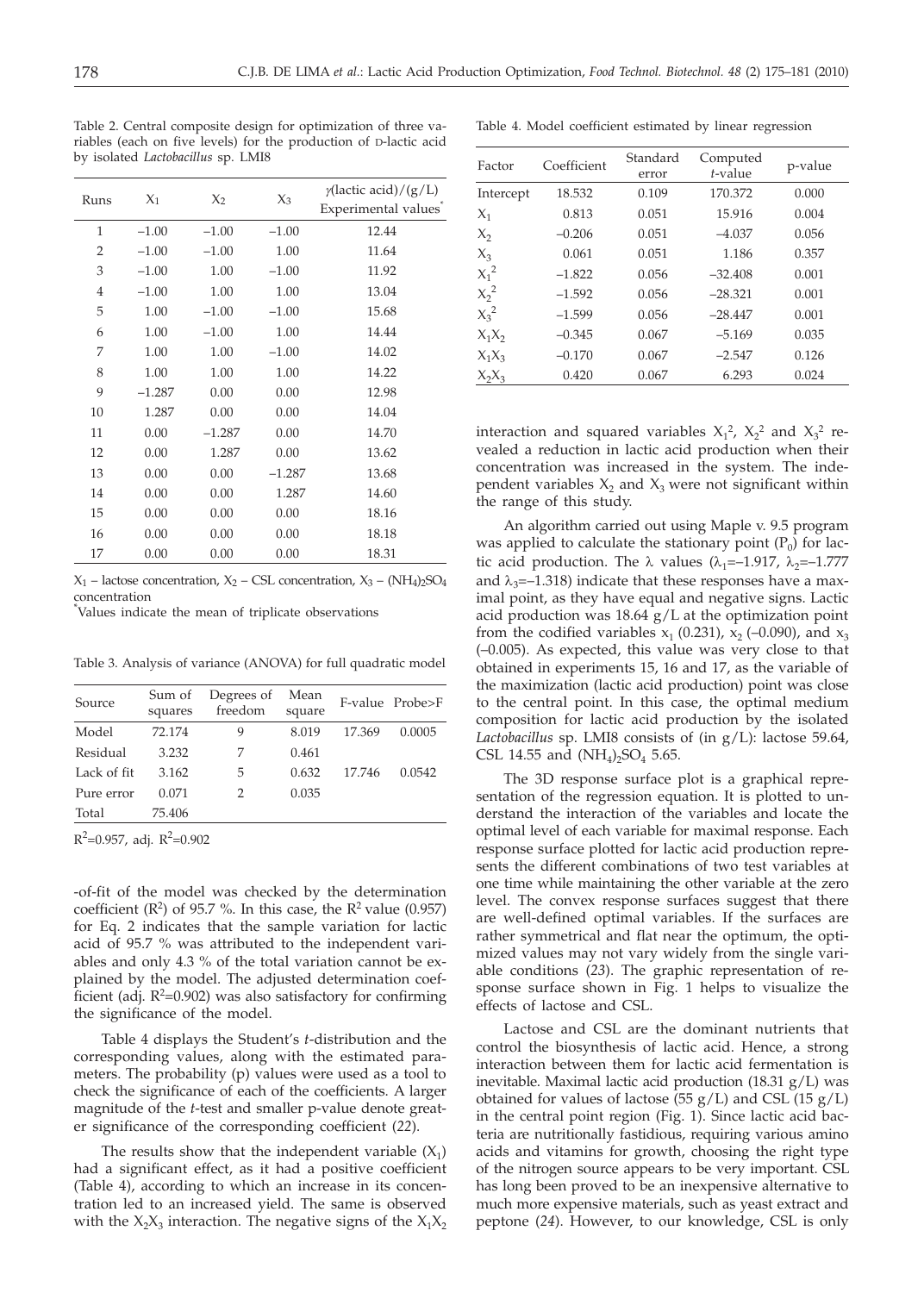Table 2. Central composite design for optimization of three variables (each on five levels) for the production of D-lactic acid by isolated *Lactobacillus* sp. LMI8

| Runs | $X_1$ | $X_2$ | $X_3$ | $\gamma$(lactic acid)/(g/L) Experimental values* |
|---|---|---|---|---|
| 1 | –1.00 | –1.00 | –1.00 | 12.44 |
| 2 | –1.00 | –1.00 | 1.00 | 11.64 |
| 3 | –1.00 | 1.00 | –1.00 | 11.92 |
| 4 | –1.00 | 1.00 | 1.00 | 13.04 |
| 5 | 1.00 | –1.00 | –1.00 | 15.68 |
| 6 | 1.00 | –1.00 | 1.00 | 14.44 |
| 7 | 1.00 | 1.00 | –1.00 | 14.02 |
| 8 | 1.00 | 1.00 | 1.00 | 14.22 |
| 9 | –1.287 | 0.00 | 0.00 | 12.98 |
| 10 | 1.287 | 0.00 | 0.00 | 14.04 |
| 11 | 0.00 | –1.287 | 0.00 | 14.70 |
| 12 | 0.00 | 1.287 | 0.00 | 13.62 |
| 13 | 0.00 | 0.00 | –1.287 | 13.68 |
| 14 | 0.00 | 0.00 | 1.287 | 14.60 |
| 15 | 0.00 | 0.00 | 0.00 | 18.16 |
| 16 | 0.00 | 0.00 | 0.00 | 18.18 |
| 17 | 0.00 | 0.00 | 0.00 | 18.31 |

$X_1$ – lactose concentration, $X_2$ – CSL concentration, $X_3$ – $(NH_4)_2SO_4$ concentration

*Values indicate the mean of triplicate observations

Table 3. Analysis of variance (ANOVA) for full quadratic model

| Source | Sum of squares | Degrees of freedom | Mean square | F-value | Probe>F |
|---|---|---|---|---|---|
| Model | 72.174 | 9 | 8.019 | 17.369 | 0.0005 |
| Residual | 3.232 | 7 | 0.461 | | |
| Lack of fit | 3.162 | 5 | 0.632 | 17.746 | 0.0542 |
| Pure error | 0.071 | 2 | 0.035 | | |
| Total | 75.406 | | | | |

$R^2$=0.957, adj. $R^2$=0.902

-of-fit of the model was checked by the determination coefficient ($R^2$) of 95.7 %. In this case, the $R^2$ value (0.957) for Eq. 2 indicates that the sample variation for lactic acid of 95.7 % was attributed to the independent variables and only 4.3 % of the total variation cannot be explained by the model. The adjusted determination coefficient (adj. $R^2$=0.902) was also satisfactory for confirming the significance of the model.

Table 4 displays the Student's *t*-distribution and the corresponding values, along with the estimated parameters. The probability (p) values were used as a tool to check the significance of each of the coefficients. A larger magnitude of the *t*-test and smaller p-value denote greater significance of the corresponding coefficient (*22*).

The results show that the independent variable ($X_1$) had a significant effect, as it had a positive coefficient (Table 4), according to which an increase in its concentration led to an increased yield. The same is observed with the $X_2X_3$ interaction. The negative signs of the $X_1X_2$

Table 4. Model coefficient estimated by linear regression

| Factor | Coefficient | Standard error | Computed *t*-value | p-value |
|---|---|---|---|---|
| Intercept | 18.532 | 0.109 | 170.372 | 0.000 |
| $X_1$ | 0.813 | 0.051 | 15.916 | 0.004 |
| $X_2$ | –0.206 | 0.051 | –4.037 | 0.056 |
| $X_3$ | 0.061 | 0.051 | 1.186 | 0.357 |
| $X_1^2$ | –1.822 | 0.056 | –32.408 | 0.001 |
| $X_2^2$ | –1.592 | 0.056 | –28.321 | 0.001 |
| $X_3^2$ | –1.599 | 0.056 | –28.447 | 0.001 |
| $X_1X_2$ | –0.345 | 0.067 | –5.169 | 0.035 |
| $X_1X_3$ | –0.170 | 0.067 | –2.547 | 0.126 |
| $X_2X_3$ | 0.420 | 0.067 | 6.293 | 0.024 |

interaction and squared variables $X_1^2$, $X_2^2$ and $X_3^2$ revealed a reduction in lactic acid production when their concentration was increased in the system. The independent variables $X_2$ and $X_3$ were not significant within the range of this study.

An algorithm carried out using Maple v. 9.5 program was applied to calculate the stationary point ($P_0$) for lactic acid production. The $\lambda$ values ($\lambda_1$=–1.917, $\lambda_2$=–1.777 and $\lambda_3$=–1.318) indicate that these responses have a maximal point, as they have equal and negative signs. Lactic acid production was 18.64 g/L at the optimization point from the codified variables $x_1$ (0.231), $x_2$ (–0.090), and $x_3$ (–0.005). As expected, this value was very close to that obtained in experiments 15, 16 and 17, as the variable of the maximization (lactic acid production) point was close to the central point. In this case, the optimal medium composition for lactic acid production by the isolated *Lactobacillus* sp. LMI8 consists of (in g/L): lactose 59.64, CSL 14.55 and $(NH_4)_2SO_4$ 5.65.

The 3D response surface plot is a graphical representation of the regression equation. It is plotted to understand the interaction of the variables and locate the optimal level of each variable for maximal response. Each response surface plotted for lactic acid production represents the different combinations of two test variables at one time while maintaining the other variable at the zero level. The convex response surfaces suggest that there are well-defined optimal variables. If the surfaces are rather symmetrical and flat near the optimum, the optimized values may not vary widely from the single variable conditions (*23*). The graphic representation of response surface shown in Fig. 1 helps to visualize the effects of lactose and CSL.

Lactose and CSL are the dominant nutrients that control the biosynthesis of lactic acid. Hence, a strong interaction between them for lactic acid fermentation is inevitable. Maximal lactic acid production (18.31 g/L) was obtained for values of lactose (55 g/L) and CSL (15 g/L) in the central point region (Fig. 1). Since lactic acid bacteria are nutritionally fastidious, requiring various amino acids and vitamins for growth, choosing the right type of the nitrogen source appears to be very important. CSL has long been proved to be an inexpensive alternative to much more expensive materials, such as yeast extract and peptone (*24*). However, to our knowledge, CSL is only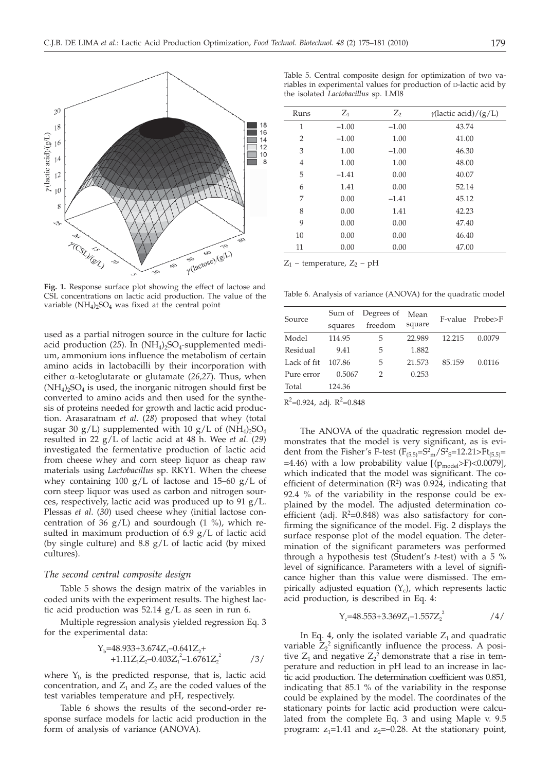Fig. 1. Response surface plot showing the effect of lactose and CSL concentrations on lactic acid production. The value of the variable $(NH_4)_2SO_4$ was fixed at the central point

used as a partial nitrogen source in the culture for lactic acid production (*25*). In $(NH_4)_2SO_4$-supplemented medium, ammonium ions influence the metabolism of certain amino acids in lactobacilli by their incorporation with either α-ketoglutarate or glutamate (*26,27*). Thus, when $(NH_4)_2SO_4$ is used, the inorganic nitrogen should first be converted to amino acids and then used for the synthesis of proteins needed for growth and lactic acid production. Arasaratnam *et al.* (*28*) proposed that whey (total sugar 30 g/L) supplemented with 10 g/L of $(NH_4)_2SO_4$ resulted in 22 g/L of lactic acid at 48 h. Wee *et al.* (*29*) investigated the fermentative production of lactic acid from cheese whey and corn steep liquor as cheap raw materials using *Lactobacillus* sp. RKY1. When the cheese whey containing 100 g/L of lactose and 15–60 g/L of corn steep liquor was used as carbon and nitrogen sources, respectively, lactic acid was produced up to 91 g/L. Plessas *et al.* (*30*) used cheese whey (initial lactose concentration of 36 g/L) and sourdough (1 %), which resulted in maximum production of 6.9 g/L of lactic acid (by single culture) and 8.8 g/L of lactic acid (by mixed cultures).

### *The second central composite design*

Table 5 shows the design matrix of the variables in coded units with the experiment results. The highest lactic acid production was 52.14 g/L as seen in run 6.

Multiple regression analysis yielded regression Eq. 3 for the experimental data:

$$Y_b=48.933+3.674Z_1-0.641Z_2+1.11Z_1Z_2-0.403Z_1^2-1.6761Z_2^2 \qquad /3/$$

where $Y_b$ is the predicted response, that is, lactic acid concentration, and $Z_1$ and $Z_2$ are the coded values of the test variables temperature and pH, respectively.

Table 6 shows the results of the second-order response surface models for lactic acid production in the form of analysis of variance (ANOVA).

Table 5. Central composite design for optimization of two variables in experimental values for production of D-lactic acid by the isolated *Lactobacillus* sp. LMI8

| Runs | $Z_1$ | $Z_2$ | γ(lactic acid)/(g/L) |
|---|---|---|---|
| 1 | –1.00 | –1.00 | 43.74 |
| 2 | –1.00 | 1.00 | 41.00 |
| 3 | 1.00 | –1.00 | 46.30 |
| 4 | 1.00 | 1.00 | 48.00 |
| 5 | –1.41 | 0.00 | 40.07 |
| 6 | 1.41 | 0.00 | 52.14 |
| 7 | 0.00 | –1.41 | 45.12 |
| 8 | 0.00 | 1.41 | 42.23 |
| 9 | 0.00 | 0.00 | 47.40 |
| 10 | 0.00 | 0.00 | 46.40 |
| 11 | 0.00 | 0.00 | 47.00 |

$Z_1$ – temperature, $Z_2$ – pH

Table 6. Analysis of variance (ANOVA) for the quadratic model

| Source | Sum of squares | Degrees of freedom | Mean square | F-value | Probe>F |
|---|---|---|---|---|---|
| Model | 114.95 | 5 | 22.989 | 12.215 | 0.0079 |
| Residual | 9.41 | 5 | 1.882 | | |
| Lack of fit | 107.86 | 5 | 21.573 | 85.159 | 0.0116 |
| Pure error | 0.5067 | 2 | 0.253 | | |
| Total | 124.36 | | | | |

$R^2$=0.924, adj. $R^2$=0.848

The ANOVA of the quadratic regression model demonstrates that the model is very significant, as is evident from the Fisher's F-test ($F_{(5,5)}=S^2_m/S^2_S=12.21>Ft_{(5,5)}=4.46$) with a low probability value [$(p_{model}>F)<0.0079$], which indicated that the model was significant. The coefficient of determination ($R^2$) was 0.924, indicating that 92.4 % of the variability in the response could be explained by the model. The adjusted determination coefficient (adj. $R^2$=0.848) was also satisfactory for confirming the significance of the model. Fig. 2 displays the surface response plot of the model equation. The determination of the significant parameters was performed through a hypothesis test (Student's *t*-test) with a 5 % level of significance. Parameters with a level of significance higher than this value were dismissed. The empirically adjusted equation ($Y_c$), which represents lactic acid production, is described in Eq. 4:

$$Y_c=48.553+3.369Z_1-1.557Z_2^2 \qquad /4/$$

In Eq. 4, only the isolated variable $Z_1$ and quadratic variable $Z_2^2$ significantly influence the process. A positive $Z_1$ and negative $Z_2^2$ demonstrate that a rise in temperature and reduction in pH lead to an increase in lactic acid production. The determination coefficient was 0.851, indicating that 85.1 % of the variability in the response could be explained by the model. The coordinates of the stationary points for lactic acid production were calculated from the complete Eq. 3 and using Maple v. 9.5 program: $z_1$=1.41 and $z_2$=–0.28. At the stationary point,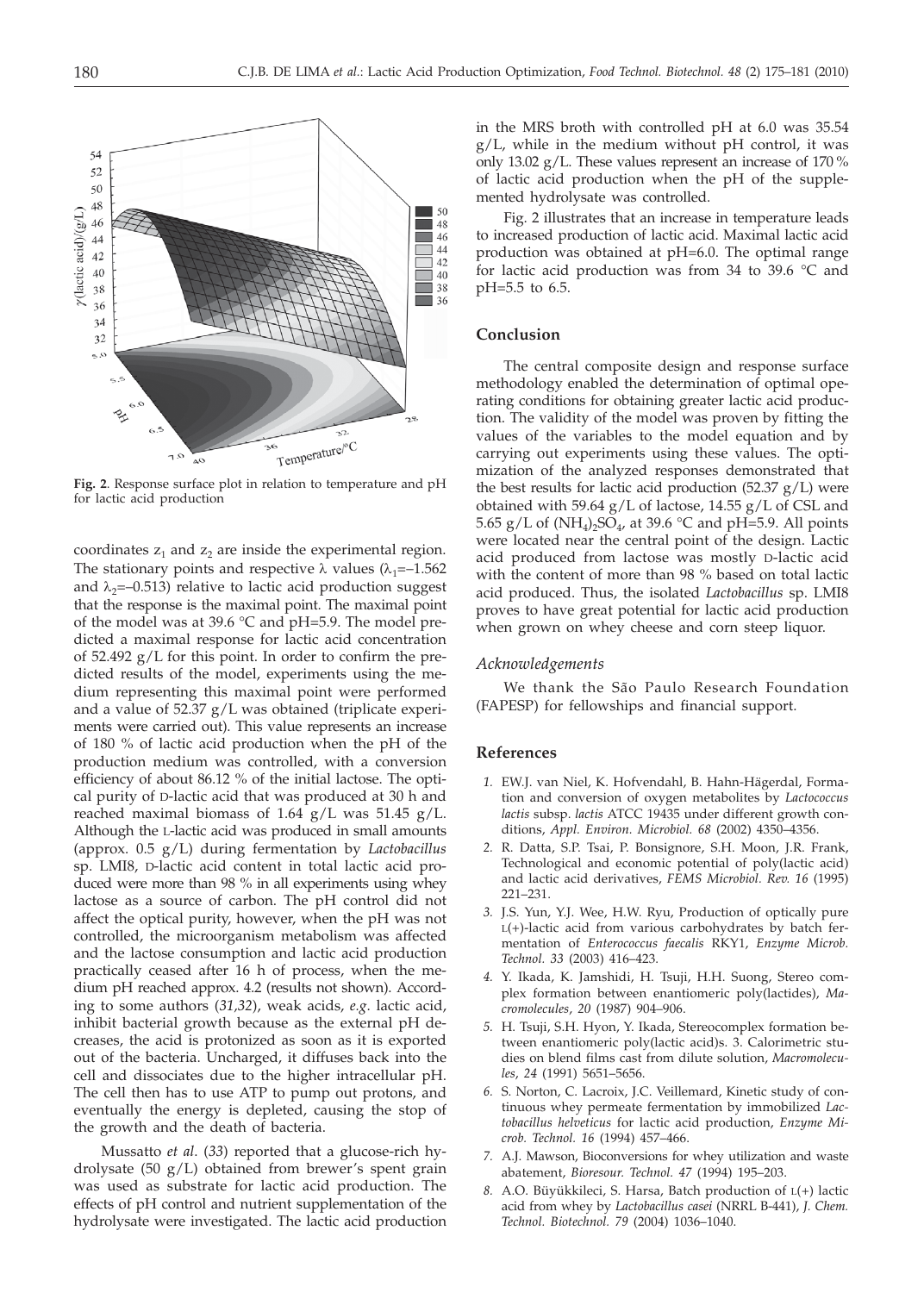**Fig. 2**. Response surface plot in relation to temperature and pH for lactic acid production

coordinates $z_1$ and $z_2$ are inside the experimental region. The stationary points and respective λ values ($\lambda_1$=–1.562 and $\lambda_2$=–0.513) relative to lactic acid production suggest that the response is the maximal point. The maximal point of the model was at 39.6 °C and pH=5.9. The model predicted a maximal response for lactic acid concentration of 52.492 g/L for this point. In order to confirm the predicted results of the model, experiments using the medium representing this maximal point were performed and a value of 52.37 g/L was obtained (triplicate experiments were carried out). This value represents an increase of 180 % of lactic acid production when the pH of the production medium was controlled, with a conversion efficiency of about 86.12 % of the initial lactose. The optical purity of D-lactic acid that was produced at 30 h and reached maximal biomass of 1.64 g/L was 51.45 g/L. Although the L-lactic acid was produced in small amounts (approx. 0.5 g/L) during fermentation by *Lactobacillus* sp. LMI8, D-lactic acid content in total lactic acid produced were more than 98 % in all experiments using whey lactose as a source of carbon. The pH control did not affect the optical purity, however, when the pH was not controlled, the microorganism metabolism was affected and the lactose consumption and lactic acid production practically ceased after 16 h of process, when the medium pH reached approx. 4.2 (results not shown). According to some authors (*31*,*32*), weak acids, *e.g.* lactic acid, inhibit bacterial growth because as the external pH decreases, the acid is protonized as soon as it is exported out of the bacteria. Uncharged, it diffuses back into the cell and dissociates due to the higher intracellular pH. The cell then has to use ATP to pump out protons, and eventually the energy is depleted, causing the stop of the growth and the death of bacteria.

Mussatto *et al.* (*33*) reported that a glucose-rich hydrolysate (50 g/L) obtained from brewer's spent grain was used as substrate for lactic acid production. The effects of pH control and nutrient supplementation of the hydrolysate were investigated. The lactic acid production in the MRS broth with controlled pH at 6.0 was 35.54 g/L, while in the medium without pH control, it was only 13.02 g/L. These values represent an increase of 170 % of lactic acid production when the pH of the supplemented hydrolysate was controlled.

Fig. 2 illustrates that an increase in temperature leads to increased production of lactic acid. Maximal lactic acid production was obtained at pH=6.0. The optimal range for lactic acid production was from 34 to 39.6 °C and pH=5.5 to 6.5.

## Conclusion

The central composite design and response surface methodology enabled the determination of optimal operating conditions for obtaining greater lactic acid production. The validity of the model was proven by fitting the values of the variables to the model equation and by carrying out experiments using these values. The optimization of the analyzed responses demonstrated that the best results for lactic acid production (52.37 g/L) were obtained with 59.64 g/L of lactose, 14.55 g/L of CSL and 5.65 g/L of $(NH_4)_2SO_4$, at 39.6 °C and pH=5.9. All points were located near the central point of the design. Lactic acid produced from lactose was mostly D-lactic acid with the content of more than 98 % based on total lactic acid produced. Thus, the isolated *Lactobacillus* sp. LMI8 proves to have great potential for lactic acid production when grown on whey cheese and corn steep liquor.

### *Acknowledgements*

We thank the São Paulo Research Foundation (FAPESP) for fellowships and financial support.

## References

1. E.W.J. van Niel, K. Hofvendahl, B. Hahn-Hägerdal, Formation and conversion of oxygen metabolites by *Lactococcus lactis* subsp. *lactis* ATCC 19435 under different growth conditions, *Appl. Environ. Microbiol. 68* (2002) 4350–4356.
2. R. Datta, S.P. Tsai, P. Bonsignore, S.H. Moon, J.R. Frank, Technological and economic potential of poly(lactic acid) and lactic acid derivatives, *FEMS Microbiol. Rev. 16* (1995) 221–231.
3. J.S. Yun, Y.J. Wee, H.W. Ryu, Production of optically pure L(+)-lactic acid from various carbohydrates by batch fermentation of *Enterococcus faecalis* RKY1, *Enzyme Microb. Technol. 33* (2003) 416–423.
4. Y. Ikada, K. Jamshidi, H. Tsuji, H.H. Suong, Stereo complex formation between enantiomeric poly(lactides), *Macromolecules*, *20* (1987) 904–906.
5. H. Tsuji, S.H. Hyon, Y. Ikada, Stereocomplex formation between enantiomeric poly(lactic acid)s. 3. Calorimetric studies on blend films cast from dilute solution, *Macromolecules*, *24* (1991) 5651–5656.
6. S. Norton, C. Lacroix, J.C. Veillemard, Kinetic study of continuous whey permeate fermentation by immobilized *Lactobacillus helveticus* for lactic acid production, *Enzyme Microb. Technol. 16* (1994) 457–466.
7. A.J. Mawson, Bioconversions for whey utilization and waste abatement, *Bioresour. Technol. 47* (1994) 195–203.
8. A.O. Büyükkileci, S. Harsa, Batch production of L(+) lactic acid from whey by *Lactobacillus casei* (NRRL B-441), *J. Chem. Technol. Biotechnol. 79* (2004) 1036–1040.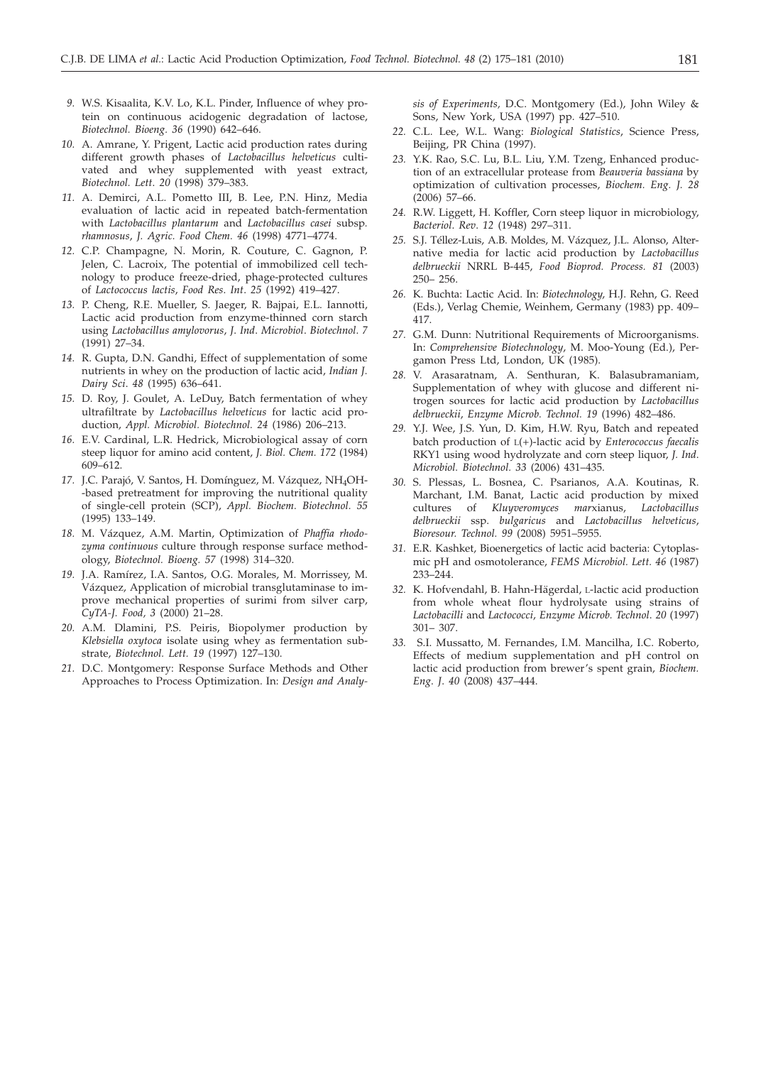9. W.S. Kisaalita, K.V. Lo, K.L. Pinder, Influence of whey protein on continuous acidogenic degradation of lactose, *Biotechnol. Bioeng. 36* (1990) 642–646.
10. A. Amrane, Y. Prigent, Lactic acid production rates during different growth phases of *Lactobacillus helveticus* cultivated and whey supplemented with yeast extract, *Biotechnol. Lett. 20* (1998) 379–383.
11. A. Demirci, A.L. Pometto III, B. Lee, P.N. Hinz, Media evaluation of lactic acid in repeated batch-fermentation with *Lactobacillus plantarum* and *Lactobacillus casei* subsp. *rhamnosus*, *J. Agric. Food Chem. 46* (1998) 4771–4774.
12. C.P. Champagne, N. Morin, R. Couture, C. Gagnon, P. Jelen, C. Lacroix, The potential of immobilized cell technology to produce freeze-dried, phage-protected cultures of *Lactococcus lactis*, *Food Res. Int. 25* (1992) 419–427.
13. P. Cheng, R.E. Mueller, S. Jaeger, R. Bajpai, E.L. Iannotti, Lactic acid production from enzyme-thinned corn starch using *Lactobacillus amylovorus*, *J. Ind. Microbiol. Biotechnol. 7* (1991) 27–34.
14. R. Gupta, D.N. Gandhi, Effect of supplementation of some nutrients in whey on the production of lactic acid, *Indian J. Dairy Sci. 48* (1995) 636–641.
15. D. Roy, J. Goulet, A. LeDuy, Batch fermentation of whey ultrafiltrate by *Lactobacillus helveticus* for lactic acid production, *Appl. Microbiol. Biotechnol. 24* (1986) 206–213.
16. E.V. Cardinal, L.R. Hedrick, Microbiological assay of corn steep liquor for amino acid content, *J. Biol. Chem. 172* (1984) 609–612.
17. J.C. Parajó, V. Santos, H. Domínguez, M. Vázquez, $NH_4OH$-based pretreatment for improving the nutritional quality of single-cell protein (SCP), *Appl. Biochem. Biotechnol. 55* (1995) 133–149.
18. M. Vázquez, A.M. Martin, Optimization of *Phaffia rhodozyma continuous* culture through response surface methodology, *Biotechnol. Bioeng. 57* (1998) 314–320.
19. J.A. Ramírez, I.A. Santos, O.G. Morales, M. Morrissey, M. Vázquez, Application of microbial transglutaminase to improve mechanical properties of surimi from silver carp, *CyTA-J. Food, 3* (2000) 21–28.
20. A.M. Dlamini, P.S. Peiris, Biopolymer production by *Klebsiella oxytoca* isolate using whey as fermentation substrate, *Biotechnol. Lett. 19* (1997) 127–130.
21. D.C. Montgomery: Response Surface Methods and Other Approaches to Process Optimization. In: *Design and Analysis of Experiments*, D.C. Montgomery (Ed.), John Wiley & Sons, New York, USA (1997) pp. 427–510.
22. C.L. Lee, W.L. Wang: *Biological Statistics*, Science Press, Beijing, PR China (1997).
23. Y.K. Rao, S.C. Lu, B.L. Liu, Y.M. Tzeng, Enhanced production of an extracellular protease from *Beauveria bassiana* by optimization of cultivation processes, *Biochem. Eng. J. 28* (2006) 57–66.
24. R.W. Liggett, H. Koffler, Corn steep liquor in microbiology, *Bacteriol. Rev. 12* (1948) 297–311.
25. S.J. Téllez-Luis, A.B. Moldes, M. Vázquez, J.L. Alonso, Alternative media for lactic acid production by *Lactobacillus delbrueckii* NRRL B-445, *Food Bioprod. Process. 81* (2003) 250– 256.
26. K. Buchta: Lactic Acid. In: *Biotechnology*, H.J. Rehn, G. Reed (Eds.), Verlag Chemie, Weinhem, Germany (1983) pp. 409–417.
27. G.M. Dunn: Nutritional Requirements of Microorganisms. In: *Comprehensive Biotechnology*, M. Moo-Young (Ed.), Pergamon Press Ltd, London, UK (1985).
28. V. Arasaratnam, A. Senthuran, K. Balasubramaniam, Supplementation of whey with glucose and different nitrogen sources for lactic acid production by *Lactobacillus delbrueckii*, *Enzyme Microb. Technol. 19* (1996) 482–486.
29. Y.J. Wee, J.S. Yun, D. Kim, H.W. Ryu, Batch and repeated batch production of L(+)-lactic acid by *Enterococcus faecalis* RKY1 using wood hydrolyzate and corn steep liquor, *J. Ind. Microbiol. Biotechnol. 33* (2006) 431–435.
30. S. Plessas, L. Bosnea, C. Psarianos, A.A. Koutinas, R. Marchant, I.M. Banat, Lactic acid production by mixed cultures of *Kluyveromyces marxianus*, *Lactobacillus delbrueckii* ssp. *bulgaricus* and *Lactobacillus helveticus*, *Bioresour. Technol. 99* (2008) 5951–5955.
31. E.R. Kashket, Bioenergetics of lactic acid bacteria: Cytoplasmic pH and osmotolerance, *FEMS Microbiol. Lett. 46* (1987) 233–244.
32. K. Hofvendahl, B. Hahn-Hägerdal, L-lactic acid production from whole wheat flour hydrolysate using strains of *Lactobacilli* and *Lactococci*, *Enzyme Microb. Technol. 20* (1997) 301– 307.
33. S.I. Mussatto, M. Fernandes, I.M. Mancilha, I.C. Roberto, Effects of medium supplementation and pH control on lactic acid production from brewer's spent grain, *Biochem. Eng. J. 40* (2008) 437–444.